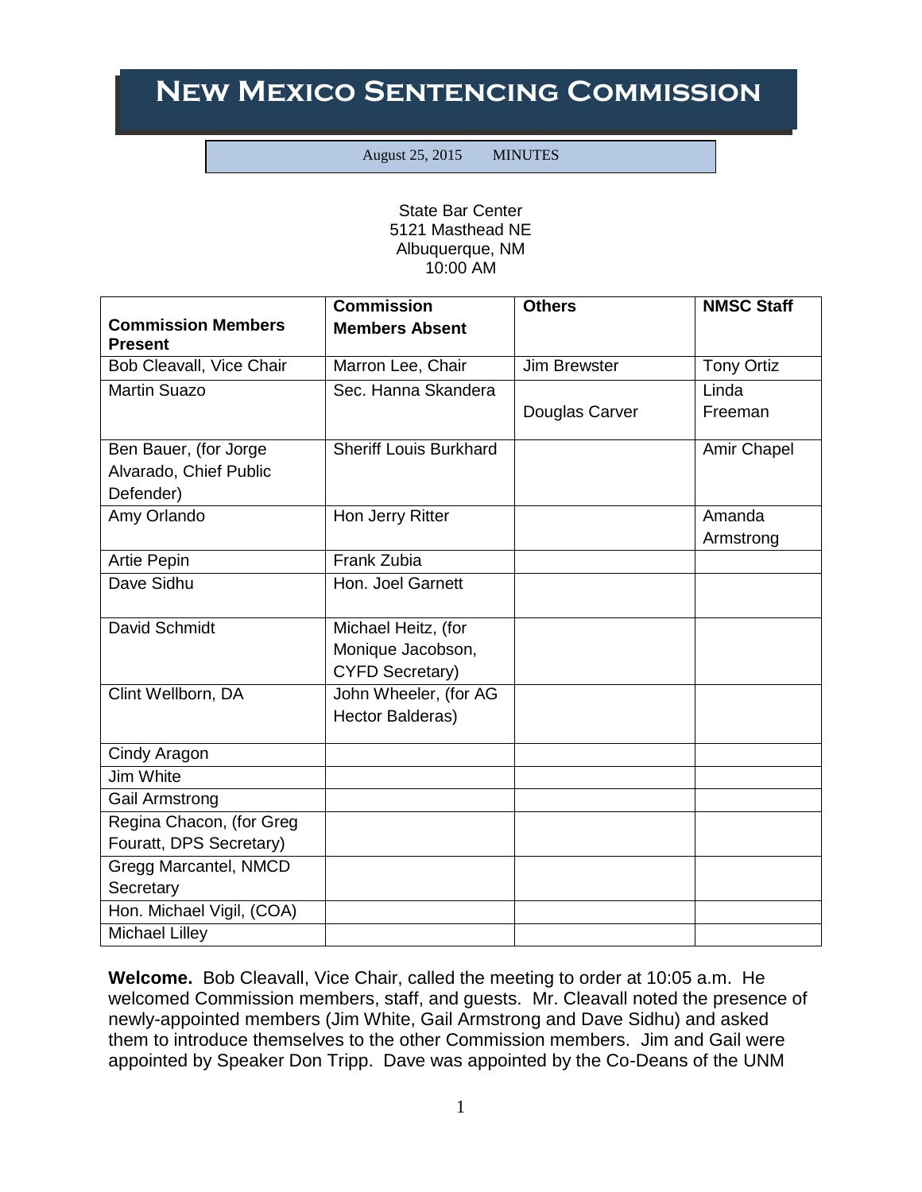# New Mexico Sentencing Commission

August 25, 2015 MINUTES

State Bar Center
5121 Masthead NE
Albuquerque, NM
10:00 AM

| Commission Members Present | Commission Members Absent | Others | NMSC Staff |
|---|---|---|---|
| Bob Cleavall, Vice Chair | Marron Lee, Chair | Jim Brewster | Tony Ortiz |
| Martin Suazo | Sec. Hanna Skandera | Douglas Carver | Linda Freeman |
| Ben Bauer, (for Jorge Alvarado, Chief Public Defender) | Sheriff Louis Burkhard | | Amir Chapel |
| Amy Orlando | Hon Jerry Ritter | | Amanda Armstrong |
| Artie Pepin | Frank Zubia | | |
| Dave Sidhu | Hon. Joel Garnett | | |
| David Schmidt | Michael Heitz, (for Monique Jacobson, CYFD Secretary) | | |
| Clint Wellborn, DA | John Wheeler, (for AG Hector Balderas) | | |
| Cindy Aragon | | | |
| Jim White | | | |
| Gail Armstrong | | | |
| Regina Chacon, (for Greg Fouratt, DPS Secretary) | | | |
| Gregg Marcantel, NMCD Secretary | | | |
| Hon. Michael Vigil, (COA) | | | |
| Michael Lilley | | | |

**Welcome.** Bob Cleavall, Vice Chair, called the meeting to order at 10:05 a.m. He welcomed Commission members, staff, and guests. Mr. Cleavall noted the presence of newly-appointed members (Jim White, Gail Armstrong and Dave Sidhu) and asked them to introduce themselves to the other Commission members. Jim and Gail were appointed by Speaker Don Tripp. Dave was appointed by the Co-Deans of the UNM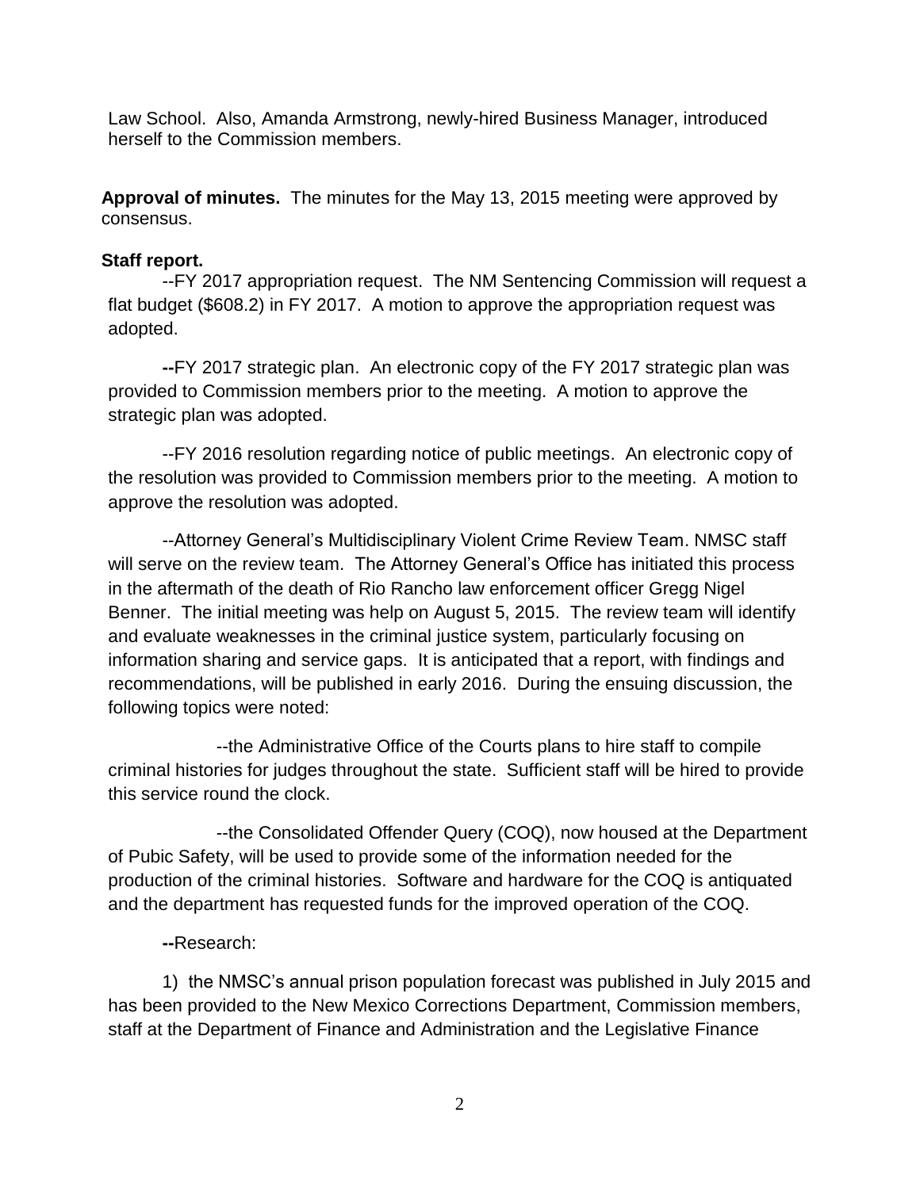Law School. Also, Amanda Armstrong, newly-hired Business Manager, introduced herself to the Commission members.

**Approval of minutes.** The minutes for the May 13, 2015 meeting were approved by consensus.

**Staff report.**

--FY 2017 appropriation request. The NM Sentencing Commission will request a flat budget ($608.2) in FY 2017. A motion to approve the appropriation request was adopted.

**--**FY 2017 strategic plan. An electronic copy of the FY 2017 strategic plan was provided to Commission members prior to the meeting. A motion to approve the strategic plan was adopted.

--FY 2016 resolution regarding notice of public meetings. An electronic copy of the resolution was provided to Commission members prior to the meeting. A motion to approve the resolution was adopted.

--Attorney General's Multidisciplinary Violent Crime Review Team. NMSC staff will serve on the review team. The Attorney General's Office has initiated this process in the aftermath of the death of Rio Rancho law enforcement officer Gregg Nigel Benner. The initial meeting was help on August 5, 2015. The review team will identify and evaluate weaknesses in the criminal justice system, particularly focusing on information sharing and service gaps. It is anticipated that a report, with findings and recommendations, will be published in early 2016. During the ensuing discussion, the following topics were noted:

--the Administrative Office of the Courts plans to hire staff to compile criminal histories for judges throughout the state. Sufficient staff will be hired to provide this service round the clock.

--the Consolidated Offender Query (COQ), now housed at the Department of Pubic Safety, will be used to provide some of the information needed for the production of the criminal histories. Software and hardware for the COQ is antiquated and the department has requested funds for the improved operation of the COQ.

**--**Research:

1) the NMSC's annual prison population forecast was published in July 2015 and has been provided to the New Mexico Corrections Department, Commission members, staff at the Department of Finance and Administration and the Legislative Finance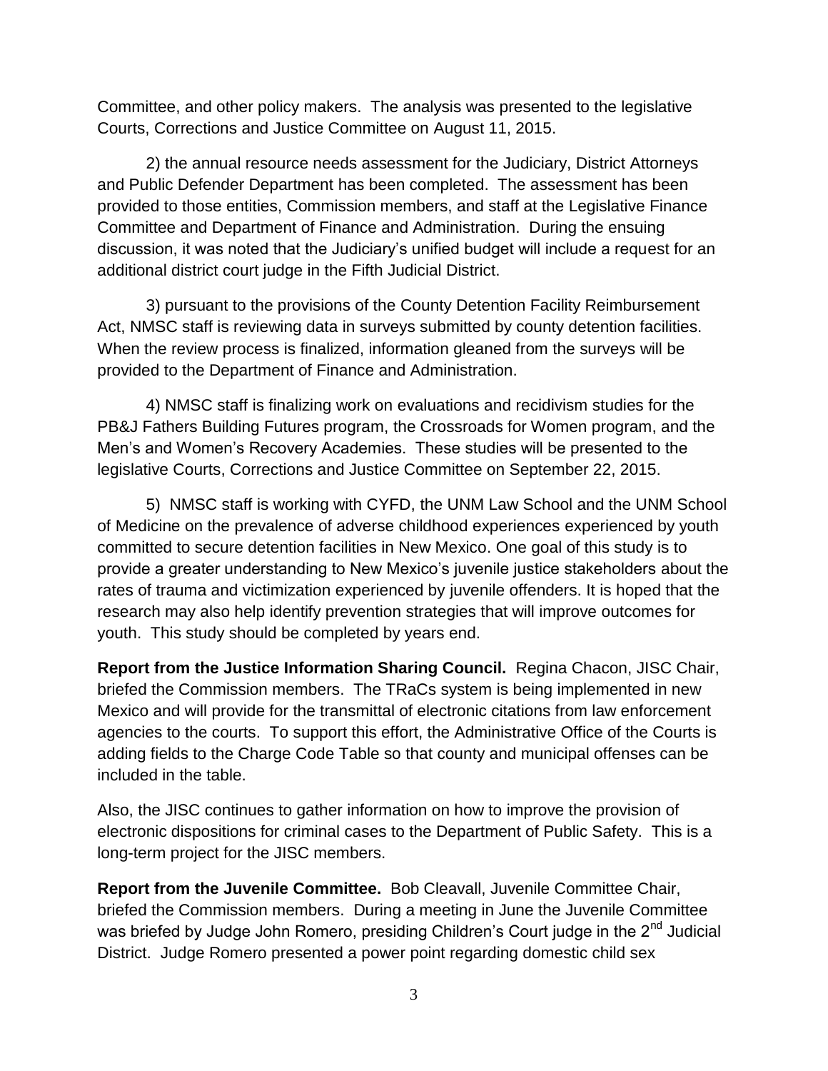Committee, and other policy makers. The analysis was presented to the legislative Courts, Corrections and Justice Committee on August 11, 2015.

2) the annual resource needs assessment for the Judiciary, District Attorneys and Public Defender Department has been completed. The assessment has been provided to those entities, Commission members, and staff at the Legislative Finance Committee and Department of Finance and Administration. During the ensuing discussion, it was noted that the Judiciary's unified budget will include a request for an additional district court judge in the Fifth Judicial District.

3) pursuant to the provisions of the County Detention Facility Reimbursement Act, NMSC staff is reviewing data in surveys submitted by county detention facilities. When the review process is finalized, information gleaned from the surveys will be provided to the Department of Finance and Administration.

4) NMSC staff is finalizing work on evaluations and recidivism studies for the PB&J Fathers Building Futures program, the Crossroads for Women program, and the Men's and Women's Recovery Academies. These studies will be presented to the legislative Courts, Corrections and Justice Committee on September 22, 2015.

5) NMSC staff is working with CYFD, the UNM Law School and the UNM School of Medicine on the prevalence of adverse childhood experiences experienced by youth committed to secure detention facilities in New Mexico. One goal of this study is to provide a greater understanding to New Mexico's juvenile justice stakeholders about the rates of trauma and victimization experienced by juvenile offenders. It is hoped that the research may also help identify prevention strategies that will improve outcomes for youth. This study should be completed by years end.

**Report from the Justice Information Sharing Council.** Regina Chacon, JISC Chair, briefed the Commission members. The TRaCs system is being implemented in new Mexico and will provide for the transmittal of electronic citations from law enforcement agencies to the courts. To support this effort, the Administrative Office of the Courts is adding fields to the Charge Code Table so that county and municipal offenses can be included in the table.

Also, the JISC continues to gather information on how to improve the provision of electronic dispositions for criminal cases to the Department of Public Safety. This is a long-term project for the JISC members.

**Report from the Juvenile Committee.** Bob Cleavall, Juvenile Committee Chair, briefed the Commission members. During a meeting in June the Juvenile Committee was briefed by Judge John Romero, presiding Children's Court judge in the 2nd Judicial District. Judge Romero presented a power point regarding domestic child sex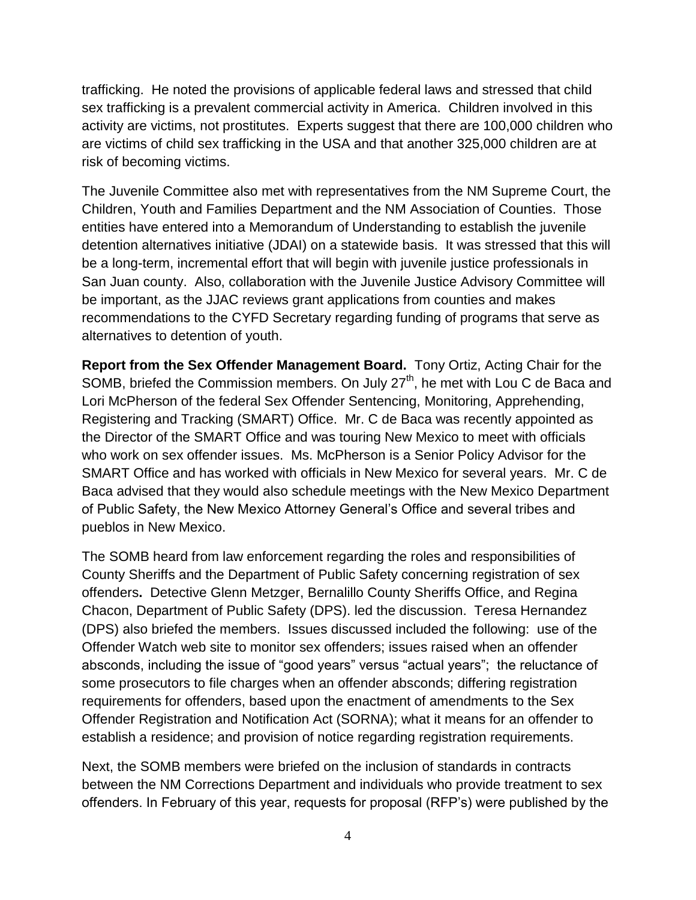trafficking. He noted the provisions of applicable federal laws and stressed that child sex trafficking is a prevalent commercial activity in America. Children involved in this activity are victims, not prostitutes. Experts suggest that there are 100,000 children who are victims of child sex trafficking in the USA and that another 325,000 children are at risk of becoming victims.

The Juvenile Committee also met with representatives from the NM Supreme Court, the Children, Youth and Families Department and the NM Association of Counties. Those entities have entered into a Memorandum of Understanding to establish the juvenile detention alternatives initiative (JDAI) on a statewide basis. It was stressed that this will be a long-term, incremental effort that will begin with juvenile justice professionals in San Juan county. Also, collaboration with the Juvenile Justice Advisory Committee will be important, as the JJAC reviews grant applications from counties and makes recommendations to the CYFD Secretary regarding funding of programs that serve as alternatives to detention of youth.

**Report from the Sex Offender Management Board.** Tony Ortiz, Acting Chair for the SOMB, briefed the Commission members. On July 27th, he met with Lou C de Baca and Lori McPherson of the federal Sex Offender Sentencing, Monitoring, Apprehending, Registering and Tracking (SMART) Office. Mr. C de Baca was recently appointed as the Director of the SMART Office and was touring New Mexico to meet with officials who work on sex offender issues. Ms. McPherson is a Senior Policy Advisor for the SMART Office and has worked with officials in New Mexico for several years. Mr. C de Baca advised that they would also schedule meetings with the New Mexico Department of Public Safety, the New Mexico Attorney General's Office and several tribes and pueblos in New Mexico.

The SOMB heard from law enforcement regarding the roles and responsibilities of County Sheriffs and the Department of Public Safety concerning registration of sex offenders**.** Detective Glenn Metzger, Bernalillo County Sheriffs Office, and Regina Chacon, Department of Public Safety (DPS). led the discussion. Teresa Hernandez (DPS) also briefed the members. Issues discussed included the following: use of the Offender Watch web site to monitor sex offenders; issues raised when an offender absconds, including the issue of "good years" versus "actual years"; the reluctance of some prosecutors to file charges when an offender absconds; differing registration requirements for offenders, based upon the enactment of amendments to the Sex Offender Registration and Notification Act (SORNA); what it means for an offender to establish a residence; and provision of notice regarding registration requirements.

Next, the SOMB members were briefed on the inclusion of standards in contracts between the NM Corrections Department and individuals who provide treatment to sex offenders. In February of this year, requests for proposal (RFP's) were published by the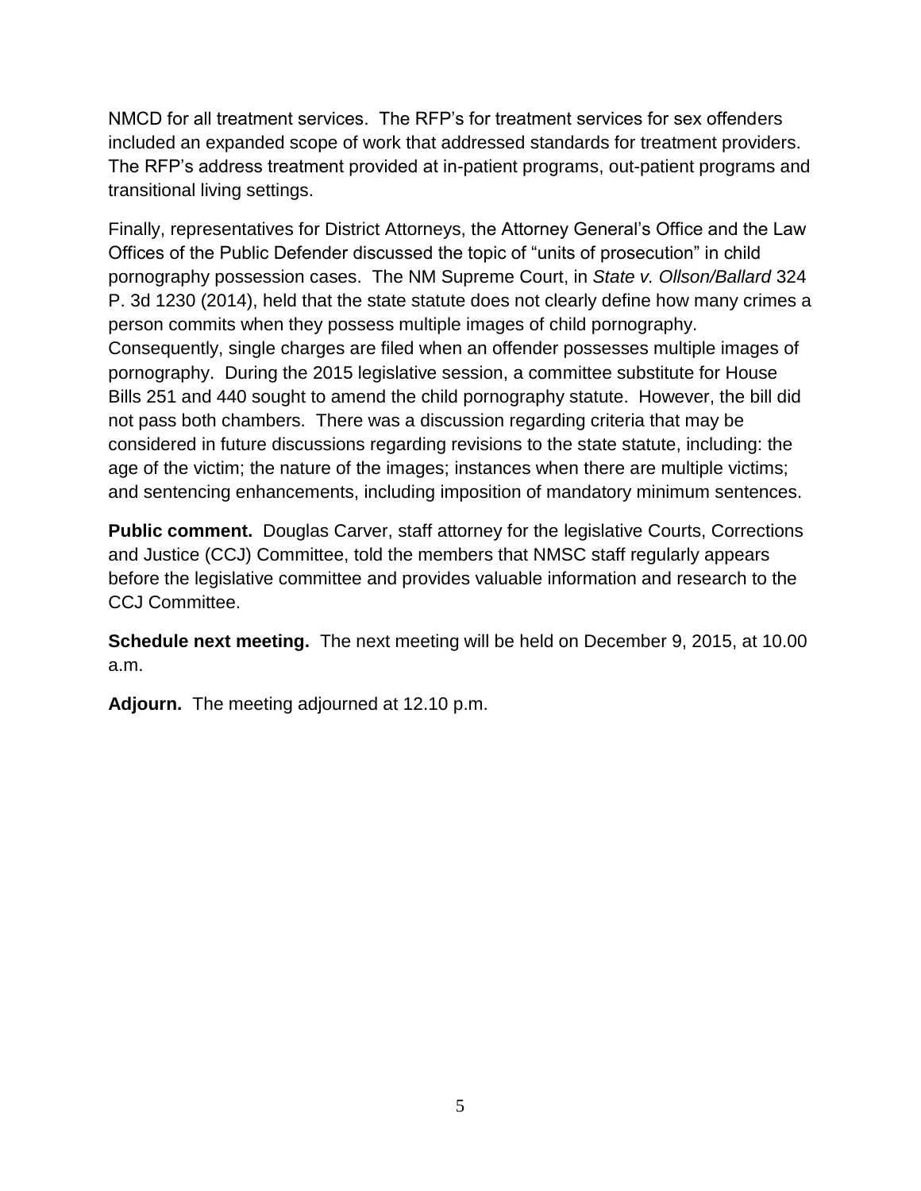NMCD for all treatment services. The RFP's for treatment services for sex offenders included an expanded scope of work that addressed standards for treatment providers. The RFP's address treatment provided at in-patient programs, out-patient programs and transitional living settings.

Finally, representatives for District Attorneys, the Attorney General's Office and the Law Offices of the Public Defender discussed the topic of "units of prosecution" in child pornography possession cases. The NM Supreme Court, in *State v. Ollson/Ballard* 324 P. 3d 1230 (2014), held that the state statute does not clearly define how many crimes a person commits when they possess multiple images of child pornography. Consequently, single charges are filed when an offender possesses multiple images of pornography. During the 2015 legislative session, a committee substitute for House Bills 251 and 440 sought to amend the child pornography statute. However, the bill did not pass both chambers. There was a discussion regarding criteria that may be considered in future discussions regarding revisions to the state statute, including: the age of the victim; the nature of the images; instances when there are multiple victims; and sentencing enhancements, including imposition of mandatory minimum sentences.

**Public comment.** Douglas Carver, staff attorney for the legislative Courts, Corrections and Justice (CCJ) Committee, told the members that NMSC staff regularly appears before the legislative committee and provides valuable information and research to the CCJ Committee.

**Schedule next meeting.** The next meeting will be held on December 9, 2015, at 10.00 a.m.

**Adjourn.** The meeting adjourned at 12.10 p.m.